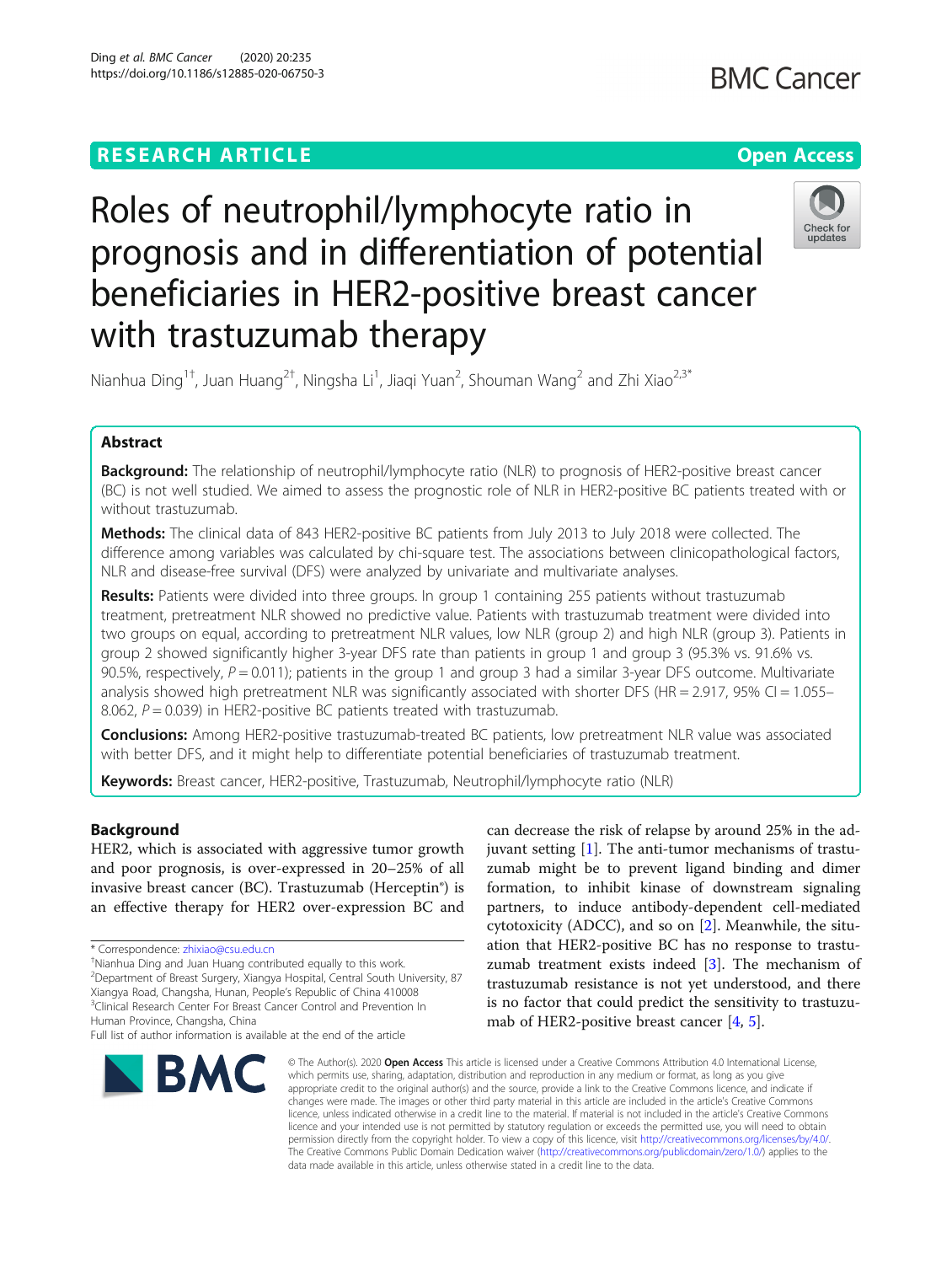RESEARCH ARTICLE

Open Access

# Roles of neutrophil/lymphocyte ratio in prognosis and in differentiation of potential beneficiaries in HER2-positive breast cancer with trastuzumab therapy

Nianhua Ding[1†], Juan Huang[2†], Ningsha Li[1], Jiaqi Yuan[2], Shouman Wang[2] and Zhi Xiao[2,3*]

## Abstract

**Background:** The relationship of neutrophil/lymphocyte ratio (NLR) to prognosis of HER2-positive breast cancer (BC) is not well studied. We aimed to assess the prognostic role of NLR in HER2-positive BC patients treated with or without trastuzumab.

**Methods:** The clinical data of 843 HER2-positive BC patients from July 2013 to July 2018 were collected. The difference among variables was calculated by chi-square test. The associations between clinicopathological factors, NLR and disease-free survival (DFS) were analyzed by univariate and multivariate analyses.

**Results:** Patients were divided into three groups. In group 1 containing 255 patients without trastuzumab treatment, pretreatment NLR showed no predictive value. Patients with trastuzumab treatment were divided into two groups on equal, according to pretreatment NLR values, low NLR (group 2) and high NLR (group 3). Patients in group 2 showed significantly higher 3-year DFS rate than patients in group 1 and group 3 (95.3% vs. 91.6% vs. 90.5%, respectively, $P = 0.011$); patients in the group 1 and group 3 had a similar 3-year DFS outcome. Multivariate analysis showed high pretreatment NLR was significantly associated with shorter DFS (HR = 2.917, 95% CI = 1.055–8.062, $P = 0.039$) in HER2-positive BC patients treated with trastuzumab.

**Conclusions:** Among HER2-positive trastuzumab-treated BC patients, low pretreatment NLR value was associated with better DFS, and it might help to differentiate potential beneficiaries of trastuzumab treatment.

**Keywords:** Breast cancer, HER2-positive, Trastuzumab, Neutrophil/lymphocyte ratio (NLR)

## Background

HER2, which is associated with aggressive tumor growth and poor prognosis, is over-expressed in 20–25% of all invasive breast cancer (BC). Trastuzumab (Herceptin®) is an effective therapy for HER2 over-expression BC and can decrease the risk of relapse by around 25% in the adjuvant setting [1]. The anti-tumor mechanisms of trastuzumab might be to prevent ligand binding and dimer formation, to inhibit kinase of downstream signaling partners, to induce antibody-dependent cell-mediated cytotoxicity (ADCC), and so on [2]. Meanwhile, the situation that HER2-positive BC has no response to trastuzumab treatment exists indeed [3]. The mechanism of trastuzumab resistance is not yet understood, and there is no factor that could predict the sensitivity to trastuzumab of HER2-positive breast cancer [4, 5].

* Correspondence: zhixiao@csu.edu.cn
†Nianhua Ding and Juan Huang contributed equally to this work.
[2]Department of Breast Surgery, Xiangya Hospital, Central South University, 87 Xiangya Road, Changsha, Hunan, People's Republic of China 410008
[3]Clinical Research Center For Breast Cancer Control and Prevention In Human Province, Changsha, China
Full list of author information is available at the end of the article

© The Author(s). 2020 **Open Access** This article is licensed under a Creative Commons Attribution 4.0 International License, which permits use, sharing, adaptation, distribution and reproduction in any medium or format, as long as you give appropriate credit to the original author(s) and the source, provide a link to the Creative Commons licence, and indicate if changes were made. The images or other third party material in this article are included in the article's Creative Commons licence, unless indicated otherwise in a credit line to the material. If material is not included in the article's Creative Commons licence and your intended use is not permitted by statutory regulation or exceeds the permitted use, you will need to obtain permission directly from the copyright holder. To view a copy of this licence, visit http://creativecommons.org/licenses/by/4.0/. The Creative Commons Public Domain Dedication waiver (http://creativecommons.org/publicdomain/zero/1.0/) applies to the data made available in this article, unless otherwise stated in a credit line to the data.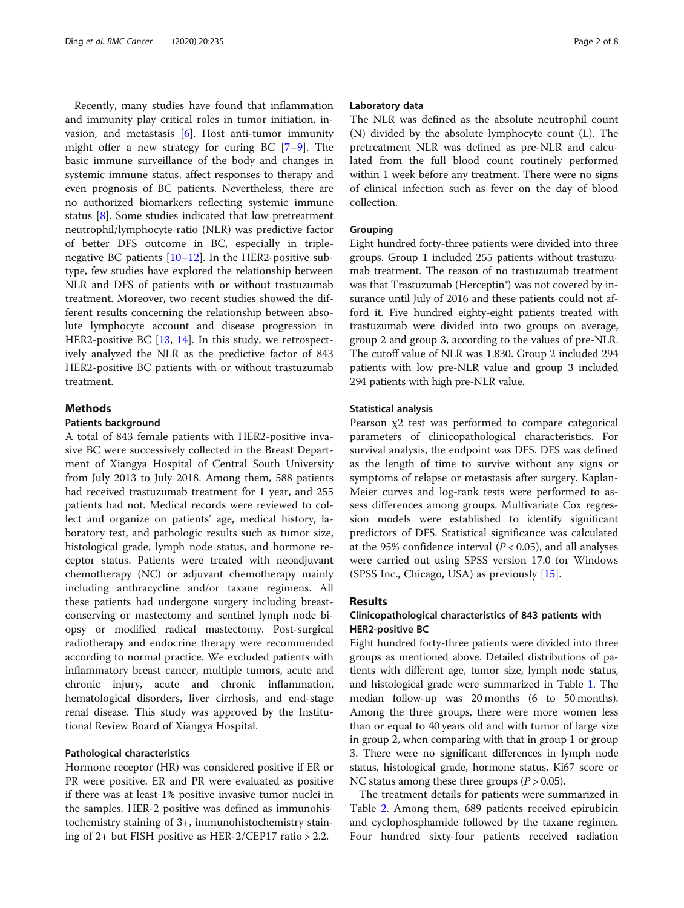Recently, many studies have found that inflammation and immunity play critical roles in tumor initiation, invasion, and metastasis [6]. Host anti-tumor immunity might offer a new strategy for curing BC [7–9]. The basic immune surveillance of the body and changes in systemic immune status, affect responses to therapy and even prognosis of BC patients. Nevertheless, there are no authorized biomarkers reflecting systemic immune status [8]. Some studies indicated that low pretreatment neutrophil/lymphocyte ratio (NLR) was predictive factor of better DFS outcome in BC, especially in triple-negative BC patients [10–12]. In the HER2-positive subtype, few studies have explored the relationship between NLR and DFS of patients with or without trastuzumab treatment. Moreover, two recent studies showed the different results concerning the relationship between absolute lymphocyte account and disease progression in HER2-positive BC [13, 14]. In this study, we retrospectively analyzed the NLR as the predictive factor of 843 HER2-positive BC patients with or without trastuzumab treatment.

## Methods

### Patients background

A total of 843 female patients with HER2-positive invasive BC were successively collected in the Breast Department of Xiangya Hospital of Central South University from July 2013 to July 2018. Among them, 588 patients had received trastuzumab treatment for 1 year, and 255 patients had not. Medical records were reviewed to collect and organize on patients' age, medical history, laboratory test, and pathologic results such as tumor size, histological grade, lymph node status, and hormone receptor status. Patients were treated with neoadjuvant chemotherapy (NC) or adjuvant chemotherapy mainly including anthracycline and/or taxane regimens. All these patients had undergone surgery including breast-conserving or mastectomy and sentinel lymph node biopsy or modified radical mastectomy. Post-surgical radiotherapy and endocrine therapy were recommended according to normal practice. We excluded patients with inflammatory breast cancer, multiple tumors, acute and chronic injury, acute and chronic inflammation, hematological disorders, liver cirrhosis, and end-stage renal disease. This study was approved by the Institutional Review Board of Xiangya Hospital.

### Pathological characteristics

Hormone receptor (HR) was considered positive if ER or PR were positive. ER and PR were evaluated as positive if there was at least 1% positive invasive tumor nuclei in the samples. HER-2 positive was defined as immunohistochemistry staining of 3+, immunohistochemistry staining of 2+ but FISH positive as HER-2/CEP17 ratio > 2.2.

### Laboratory data

The NLR was defined as the absolute neutrophil count (N) divided by the absolute lymphocyte count (L). The pretreatment NLR was defined as pre-NLR and calculated from the full blood count routinely performed within 1 week before any treatment. There were no signs of clinical infection such as fever on the day of blood collection.

### Grouping

Eight hundred forty-three patients were divided into three groups. Group 1 included 255 patients without trastuzumab treatment. The reason of no trastuzumab treatment was that Trastuzumab (Herceptin®) was not covered by insurance until July of 2016 and these patients could not afford it. Five hundred eighty-eight patients treated with trastuzumab were divided into two groups on average, group 2 and group 3, according to the values of pre-NLR. The cutoff value of NLR was 1.830. Group 2 included 294 patients with low pre-NLR value and group 3 included 294 patients with high pre-NLR value.

### Statistical analysis

Pearson $\chi 2$ test was performed to compare categorical parameters of clinicopathological characteristics. For survival analysis, the endpoint was DFS. DFS was defined as the length of time to survive without any signs or symptoms of relapse or metastasis after surgery. Kaplan-Meier curves and log-rank tests were performed to assess differences among groups. Multivariate Cox regression models were established to identify significant predictors of DFS. Statistical significance was calculated at the 95% confidence interval ($P < 0.05$), and all analyses were carried out using SPSS version 17.0 for Windows (SPSS Inc., Chicago, USA) as previously [15].

## Results

### Clinicopathological characteristics of 843 patients with HER2-positive BC

Eight hundred forty-three patients were divided into three groups as mentioned above. Detailed distributions of patients with different age, tumor size, lymph node status, and histological grade were summarized in Table 1. The median follow-up was 20 months (6 to 50 months). Among the three groups, there were more women less than or equal to 40 years old and with tumor of large size in group 2, when comparing with that in group 1 or group 3. There were no significant differences in lymph node status, histological grade, hormone status, Ki67 score or NC status among these three groups ($P > 0.05$).

The treatment details for patients were summarized in Table 2. Among them, 689 patients received epirubicin and cyclophosphamide followed by the taxane regimen. Four hundred sixty-four patients received radiation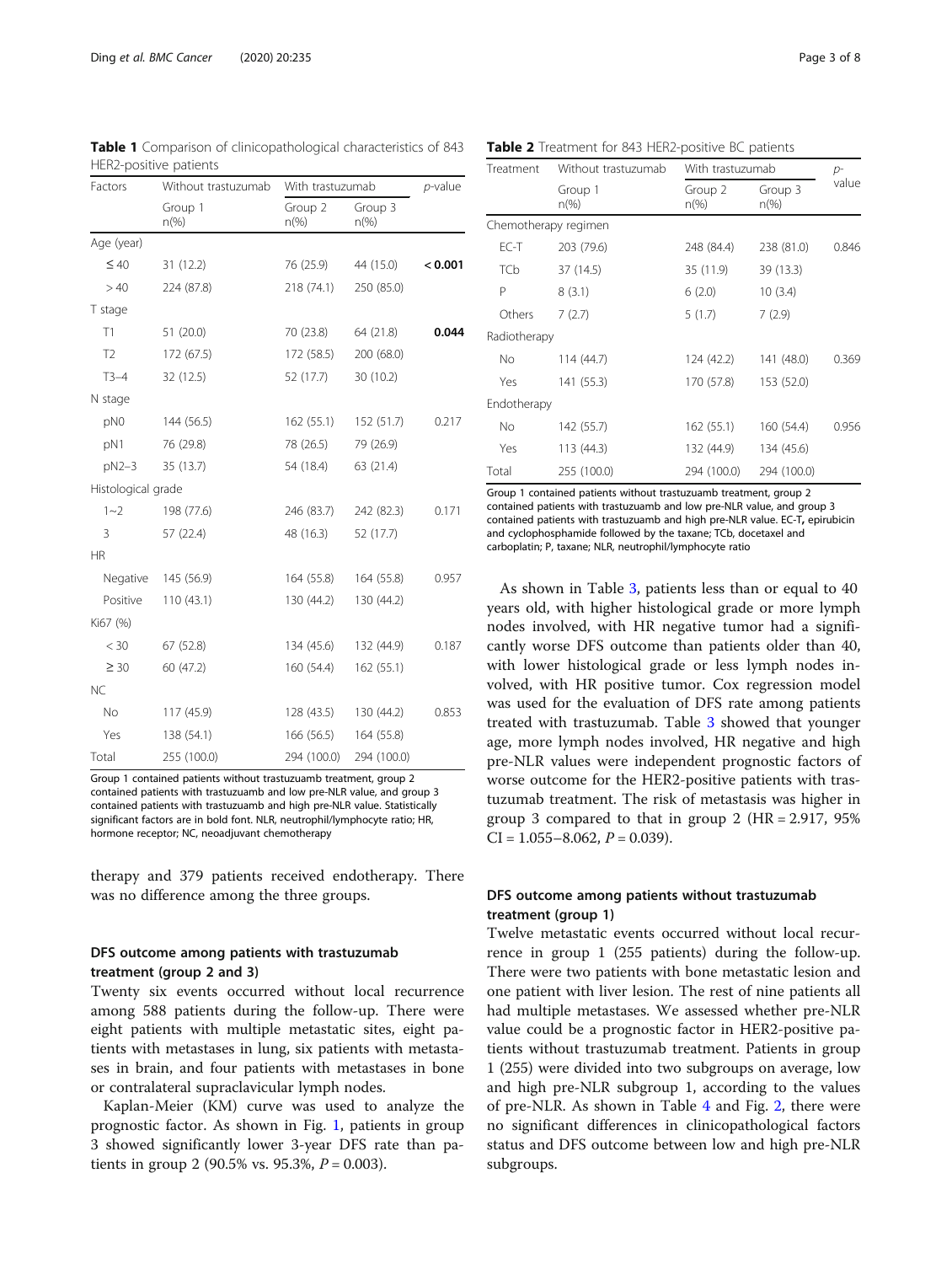**Table 1** Comparison of clinicopathological characteristics of 843 HER2-positive patients

| Factors | Without trastuzumab | With trastuzumab | | *p*-value |
|---|---|---|---|---|
| | Group 1 n(%) | Group 2 n(%) | Group 3 n(%) | |
| Age (year) | | | | |
| ≤ 40 | 31 (12.2) | 76 (25.9) | 44 (15.0) | **< 0.001** |
| > 40 | 224 (87.8) | 218 (74.1) | 250 (85.0) | |
| T stage | | | | |
| T1 | 51 (20.0) | 70 (23.8) | 64 (21.8) | **0.044** |
| T2 | 172 (67.5) | 172 (58.5) | 200 (68.0) | |
| T3–4 | 32 (12.5) | 52 (17.7) | 30 (10.2) | |
| N stage | | | | |
| pN0 | 144 (56.5) | 162 (55.1) | 152 (51.7) | 0.217 |
| pN1 | 76 (29.8) | 78 (26.5) | 79 (26.9) | |
| pN2–3 | 35 (13.7) | 54 (18.4) | 63 (21.4) | |
| Histological grade | | | | |
| 1~2 | 198 (77.6) | 246 (83.7) | 242 (82.3) | 0.171 |
| 3 | 57 (22.4) | 48 (16.3) | 52 (17.7) | |
| HR | | | | |
| Negative | 145 (56.9) | 164 (55.8) | 164 (55.8) | 0.957 |
| Positive | 110 (43.1) | 130 (44.2) | 130 (44.2) | |
| Ki67 (%) | | | | |
| < 30 | 67 (52.8) | 134 (45.6) | 132 (44.9) | 0.187 |
| ≥ 30 | 60 (47.2) | 160 (54.4) | 162 (55.1) | |
| NC | | | | |
| No | 117 (45.9) | 128 (43.5) | 130 (44.2) | 0.853 |
| Yes | 138 (54.1) | 166 (56.5) | 164 (55.8) | |
| Total | 255 (100.0) | 294 (100.0) | 294 (100.0) | |

Group 1 contained patients without trastuzuamb treatment, group 2 contained patients with trastuzuamb and low pre-NLR value, and group 3 contained patients with trastuzuamb and high pre-NLR value. Statistically significant factors are in bold font. NLR, neutrophil/lymphocyte ratio; HR, hormone receptor; NC, neoadjuvant chemotherapy

therapy and 379 patients received endotherapy. There was no difference among the three groups.

### DFS outcome among patients with trastuzumab treatment (group 2 and 3)

Twenty six events occurred without local recurrence among 588 patients during the follow-up. There were eight patients with multiple metastatic sites, eight patients with metastases in lung, six patients with metastases in brain, and four patients with metastases in bone or contralateral supraclavicular lymph nodes.

Kaplan-Meier (KM) curve was used to analyze the prognostic factor. As shown in Fig. 1, patients in group 3 showed significantly lower 3-year DFS rate than patients in group 2 (90.5% vs. 95.3%, $P = 0.003$).

**Table 2** Treatment for 843 HER2-positive BC patients

| Treatment | Without trastuzumab | With trastuzumab | | *p*-value |
|---|---|---|---|---|
| | Group 1 n(%) | Group 2 n(%) | Group 3 n(%) | |
| Chemotherapy regimen | | | | |
| EC-T | 203 (79.6) | 248 (84.4) | 238 (81.0) | 0.846 |
| TCb | 37 (14.5) | 35 (11.9) | 39 (13.3) | |
| P | 8 (3.1) | 6 (2.0) | 10 (3.4) | |
| Others | 7 (2.7) | 5 (1.7) | 7 (2.9) | |
| Radiotherapy | | | | |
| No | 114 (44.7) | 124 (42.2) | 141 (48.0) | 0.369 |
| Yes | 141 (55.3) | 170 (57.8) | 153 (52.0) | |
| Endotherapy | | | | |
| No | 142 (55.7) | 162 (55.1) | 160 (54.4) | 0.956 |
| Yes | 113 (44.3) | 132 (44.9) | 134 (45.6) | |
| Total | 255 (100.0) | 294 (100.0) | 294 (100.0) | |

Group 1 contained patients without trastuzuamb treatment, group 2 contained patients with trastuzuamb and low pre-NLR value, and group 3 contained patients with trastuzuamb and high pre-NLR value. EC-T, epirubicin and cyclophosphamide followed by the taxane; TCb, docetaxel and carboplatin; P, taxane; NLR, neutrophil/lymphocyte ratio

As shown in Table 3, patients less than or equal to 40 years old, with higher histological grade or more lymph nodes involved, with HR negative tumor had a significantly worse DFS outcome than patients older than 40, with lower histological grade or less lymph nodes involved, with HR positive tumor. Cox regression model was used for the evaluation of DFS rate among patients treated with trastuzumab. Table 3 showed that younger age, more lymph nodes involved, HR negative and high pre-NLR values were independent prognostic factors of worse outcome for the HER2-positive patients with trastuzumab treatment. The risk of metastasis was higher in group 3 compared to that in group 2 (HR = 2.917, 95% CI = 1.055–8.062, $P = 0.039$).

### DFS outcome among patients without trastuzumab treatment (group 1)

Twelve metastatic events occurred without local recurrence in group 1 (255 patients) during the follow-up. There were two patients with bone metastatic lesion and one patient with liver lesion. The rest of nine patients all had multiple metastases. We assessed whether pre-NLR value could be a prognostic factor in HER2-positive patients without trastuzumab treatment. Patients in group 1 (255) were divided into two subgroups on average, low and high pre-NLR subgroup 1, according to the values of pre-NLR. As shown in Table 4 and Fig. 2, there were no significant differences in clinicopathological factors status and DFS outcome between low and high pre-NLR subgroups.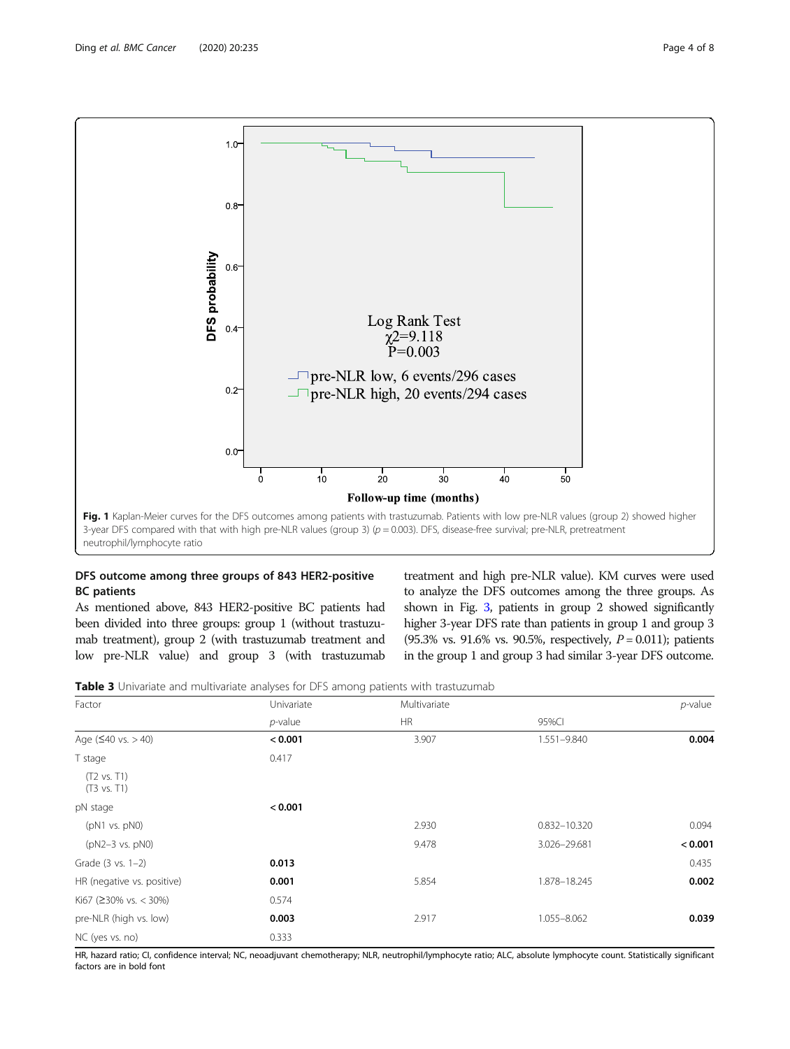**Fig. 1** Kaplan-Meier curves for the DFS outcomes among patients with trastuzumab. Patients with low pre-NLR values (group 2) showed higher 3-year DFS compared with that with high pre-NLR values (group 3) ($p = 0.003$). DFS, disease-free survival; pre-NLR, pretreatment neutrophil/lymphocyte ratio

### DFS outcome among three groups of 843 HER2-positive BC patients

As mentioned above, 843 HER2-positive BC patients had been divided into three groups: group 1 (without trastuzumab treatment), group 2 (with trastuzumab treatment and low pre-NLR value) and group 3 (with trastuzumab treatment and high pre-NLR value). KM curves were used to analyze the DFS outcomes among the three groups. As shown in Fig. 3, patients in group 2 showed significantly higher 3-year DFS rate than patients in group 1 and group 3 (95.3% vs. 91.6% vs. 90.5%, respectively, $P = 0.011$); patients in the group 1 and group 3 had similar 3-year DFS outcome.

**Table 3** Univariate and multivariate analyses for DFS among patients with trastuzumab

| Factor | Univariate | Multivariate | | *p*-value |
|---|---|---|---|---|
| | *p*-value | HR | 95%CI | |
| Age (≤40 vs. > 40) | **< 0.001** | 3.907 | 1.551–9.840 | **0.004** |
| T stage | 0.417 | | | |
| (T2 vs. T1)<br>(T3 vs. T1) | | | | |
| pN stage | **< 0.001** | | | |
| (pN1 vs. pN0) | | 2.930 | 0.832–10.320 | 0.094 |
| (pN2–3 vs. pN0) | | 9.478 | 3.026–29.681 | **< 0.001** |
| Grade (3 vs. 1–2) | **0.013** | | | 0.435 |
| HR (negative vs. positive) | **0.001** | 5.854 | 1.878–18.245 | **0.002** |
| Ki67 (≥30% vs. < 30%) | 0.574 | | | |
| pre-NLR (high vs. low) | **0.003** | 2.917 | 1.055–8.062 | **0.039** |
| NC (yes vs. no) | 0.333 | | | |

HR, hazard ratio; CI, confidence interval; NC, neoadjuvant chemotherapy; NLR, neutrophil/lymphocyte ratio; ALC, absolute lymphocyte count. Statistically significant factors are in bold font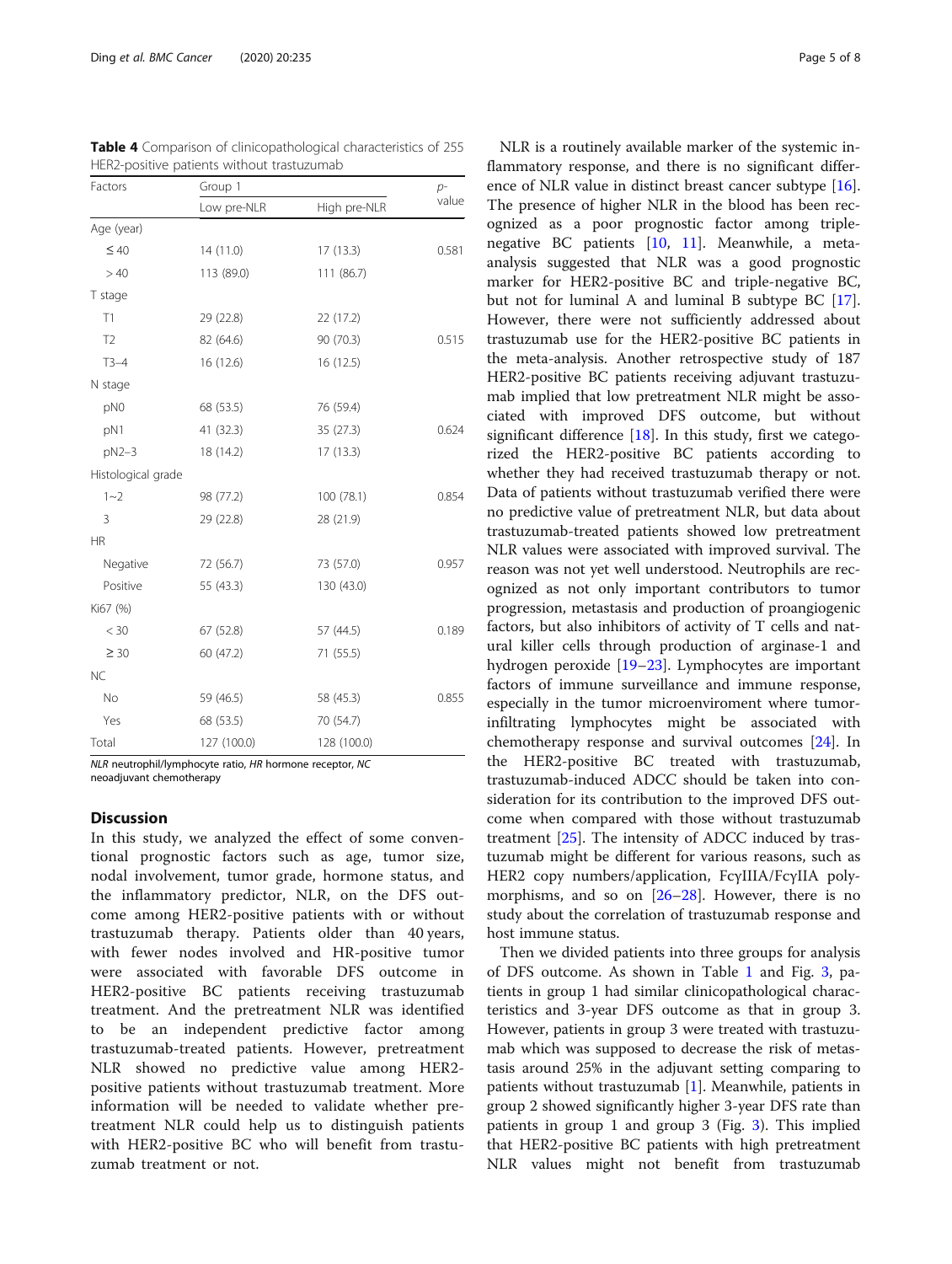**Table 4** Comparison of clinicopathological characteristics of 255 HER2-positive patients without trastuzumab

| Factors | Group 1 | | p-value |
|---|---|---|---|
| | Low pre-NLR | High pre-NLR | |
| Age (year) | | | |
| ≤ 40 | 14 (11.0) | 17 (13.3) | 0.581 |
| > 40 | 113 (89.0) | 111 (86.7) | |
| T stage | | | |
| T1 | 29 (22.8) | 22 (17.2) | |
| T2 | 82 (64.6) | 90 (70.3) | 0.515 |
| T3–4 | 16 (12.6) | 16 (12.5) | |
| N stage | | | |
| pN0 | 68 (53.5) | 76 (59.4) | |
| pN1 | 41 (32.3) | 35 (27.3) | 0.624 |
| pN2–3 | 18 (14.2) | 17 (13.3) | |
| Histological grade | | | |
| 1~2 | 98 (77.2) | 100 (78.1) | 0.854 |
| 3 | 29 (22.8) | 28 (21.9) | |
| HR | | | |
| Negative | 72 (56.7) | 73 (57.0) | 0.957 |
| Positive | 55 (43.3) | 130 (43.0) | |
| Ki67 (%) | | | |
| < 30 | 67 (52.8) | 57 (44.5) | 0.189 |
| ≥ 30 | 60 (47.2) | 71 (55.5) | |
| NC | | | |
| No | 59 (46.5) | 58 (45.3) | 0.855 |
| Yes | 68 (53.5) | 70 (54.7) | |
| Total | 127 (100.0) | 128 (100.0) | |

*NLR* neutrophil/lymphocyte ratio, *HR* hormone receptor, *NC* neoadjuvant chemotherapy

## Discussion

In this study, we analyzed the effect of some conventional prognostic factors such as age, tumor size, nodal involvement, tumor grade, hormone status, and the inflammatory predictor, NLR, on the DFS outcome among HER2-positive patients with or without trastuzumab therapy. Patients older than 40 years, with fewer nodes involved and HR-positive tumor were associated with favorable DFS outcome in HER2-positive BC patients receiving trastuzumab treatment. And the pretreatment NLR was identified to be an independent predictive factor among trastuzumab-treated patients. However, pretreatment NLR showed no predictive value among HER2-positive patients without trastuzumab treatment. More information will be needed to validate whether pretreatment NLR could help us to distinguish patients with HER2-positive BC who will benefit from trastuzumab treatment or not.

NLR is a routinely available marker of the systemic inflammatory response, and there is no significant difference of NLR value in distinct breast cancer subtype [16]. The presence of higher NLR in the blood has been recognized as a poor prognostic factor among triple-negative BC patients [10, 11]. Meanwhile, a meta-analysis suggested that NLR was a good prognostic marker for HER2-positive BC and triple-negative BC, but not for luminal A and luminal B subtype BC [17]. However, there were not sufficiently addressed about trastuzumab use for the HER2-positive BC patients in the meta-analysis. Another retrospective study of 187 HER2-positive BC patients receiving adjuvant trastuzumab implied that low pretreatment NLR might be associated with improved DFS outcome, but without significant difference [18]. In this study, first we categorized the HER2-positive BC patients according to whether they had received trastuzumab therapy or not. Data of patients without trastuzumab verified there were no predictive value of pretreatment NLR, but data about trastuzumab-treated patients showed low pretreatment NLR values were associated with improved survival. The reason was not yet well understood. Neutrophils are recognized as not only important contributors to tumor progression, metastasis and production of proangiogenic factors, but also inhibitors of activity of T cells and natural killer cells through production of arginase-1 and hydrogen peroxide [19–23]. Lymphocytes are important factors of immune surveillance and immune response, especially in the tumor microenviroment where tumor-infiltrating lymphocytes might be associated with chemotherapy response and survival outcomes [24]. In the HER2-positive BC treated with trastuzumab, trastuzumab-induced ADCC should be taken into consideration for its contribution to the improved DFS outcome when compared with those without trastuzumab treatment [25]. The intensity of ADCC induced by trastuzumab might be different for various reasons, such as HER2 copy numbers/application, FcγIIIA/FcγIIA polymorphisms, and so on [26–28]. However, there is no study about the correlation of trastuzumab response and host immune status.

Then we divided patients into three groups for analysis of DFS outcome. As shown in Table 1 and Fig. 3, patients in group 1 had similar clinicopathological characteristics and 3-year DFS outcome as that in group 3. However, patients in group 3 were treated with trastuzumab which was supposed to decrease the risk of metastasis around 25% in the adjuvant setting comparing to patients without trastuzumab [1]. Meanwhile, patients in group 2 showed significantly higher 3-year DFS rate than patients in group 1 and group 3 (Fig. 3). This implied that HER2-positive BC patients with high pretreatment NLR values might not benefit from trastuzumab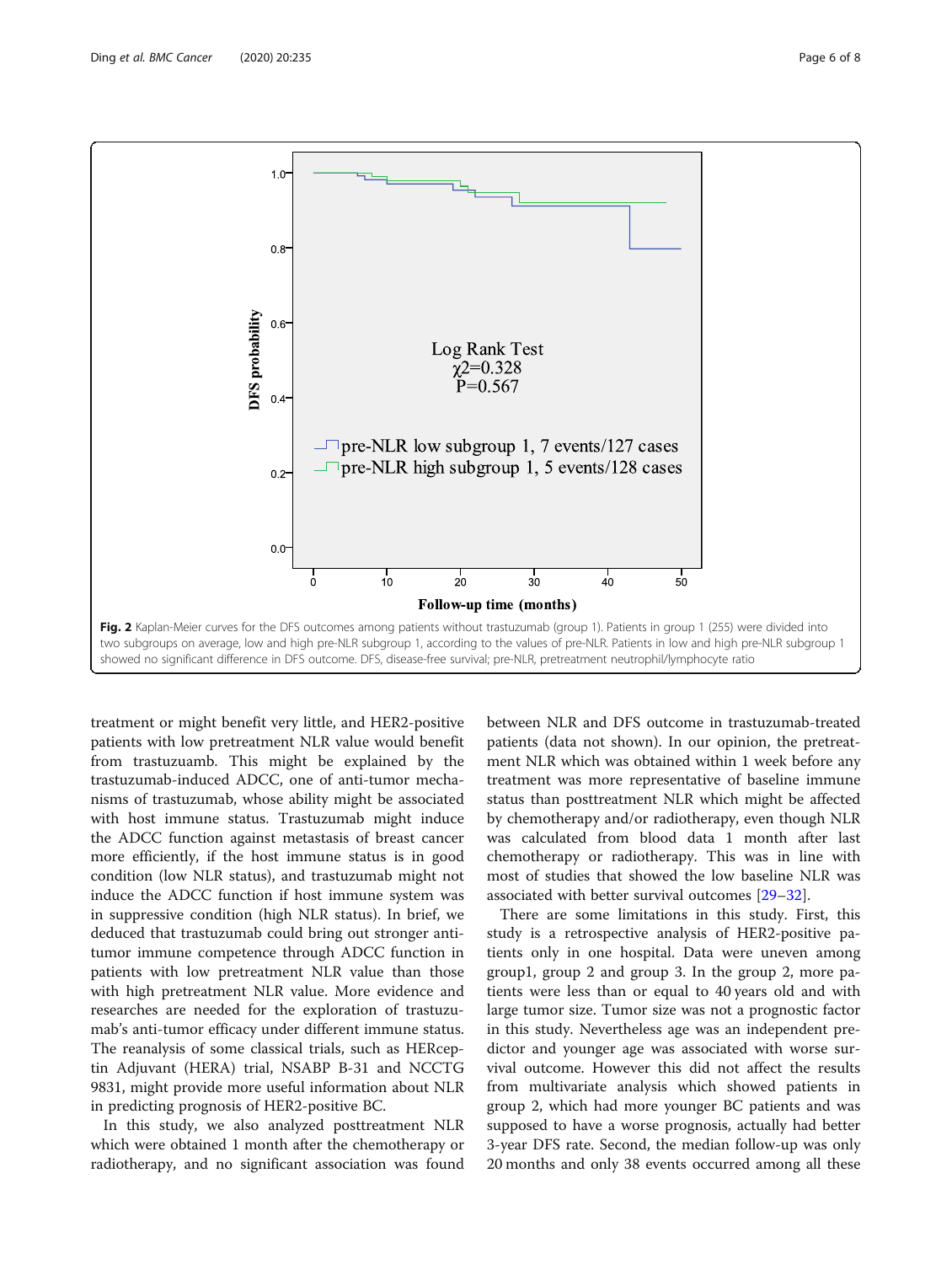Fig. 2 Kaplan-Meier curves for the DFS outcomes among patients without trastuzumab (group 1). Patients in group 1 (255) were divided into two subgroups on average, low and high pre-NLR subgroup 1, according to the values of pre-NLR. Patients in low and high pre-NLR subgroup 1 showed no significant difference in DFS outcome. DFS, disease-free survival; pre-NLR, pretreatment neutrophil/lymphocyte ratio

treatment or might benefit very little, and HER2-positive patients with low pretreatment NLR value would benefit from trastuzuamb. This might be explained by the trastuzumab-induced ADCC, one of anti-tumor mechanisms of trastuzumab, whose ability might be associated with host immune status. Trastuzumab might induce the ADCC function against metastasis of breast cancer more efficiently, if the host immune status is in good condition (low NLR status), and trastuzumab might not induce the ADCC function if host immune system was in suppressive condition (high NLR status). In brief, we deduced that trastuzumab could bring out stronger anti-tumor immune competence through ADCC function in patients with low pretreatment NLR value than those with high pretreatment NLR value. More evidence and researches are needed for the exploration of trastuzumab's anti-tumor efficacy under different immune status. The reanalysis of some classical trials, such as HERceptin Adjuvant (HERA) trial, NSABP B-31 and NCCTG 9831, might provide more useful information about NLR in predicting prognosis of HER2-positive BC.

In this study, we also analyzed posttreatment NLR which were obtained 1 month after the chemotherapy or radiotherapy, and no significant association was found between NLR and DFS outcome in trastuzumab-treated patients (data not shown). In our opinion, the pretreatment NLR which was obtained within 1 week before any treatment was more representative of baseline immune status than posttreatment NLR which might be affected by chemotherapy and/or radiotherapy, even though NLR was calculated from blood data 1 month after last chemotherapy or radiotherapy. This was in line with most of studies that showed the low baseline NLR was associated with better survival outcomes [29–32].

There are some limitations in this study. First, this study is a retrospective analysis of HER2-positive patients only in one hospital. Data were uneven among group1, group 2 and group 3. In the group 2, more patients were less than or equal to 40 years old and with large tumor size. Tumor size was not a prognostic factor in this study. Nevertheless age was an independent predictor and younger age was associated with worse survival outcome. However this did not affect the results from multivariate analysis which showed patients in group 2, which had more younger BC patients and was supposed to have a worse prognosis, actually had better 3-year DFS rate. Second, the median follow-up was only 20 months and only 38 events occurred among all these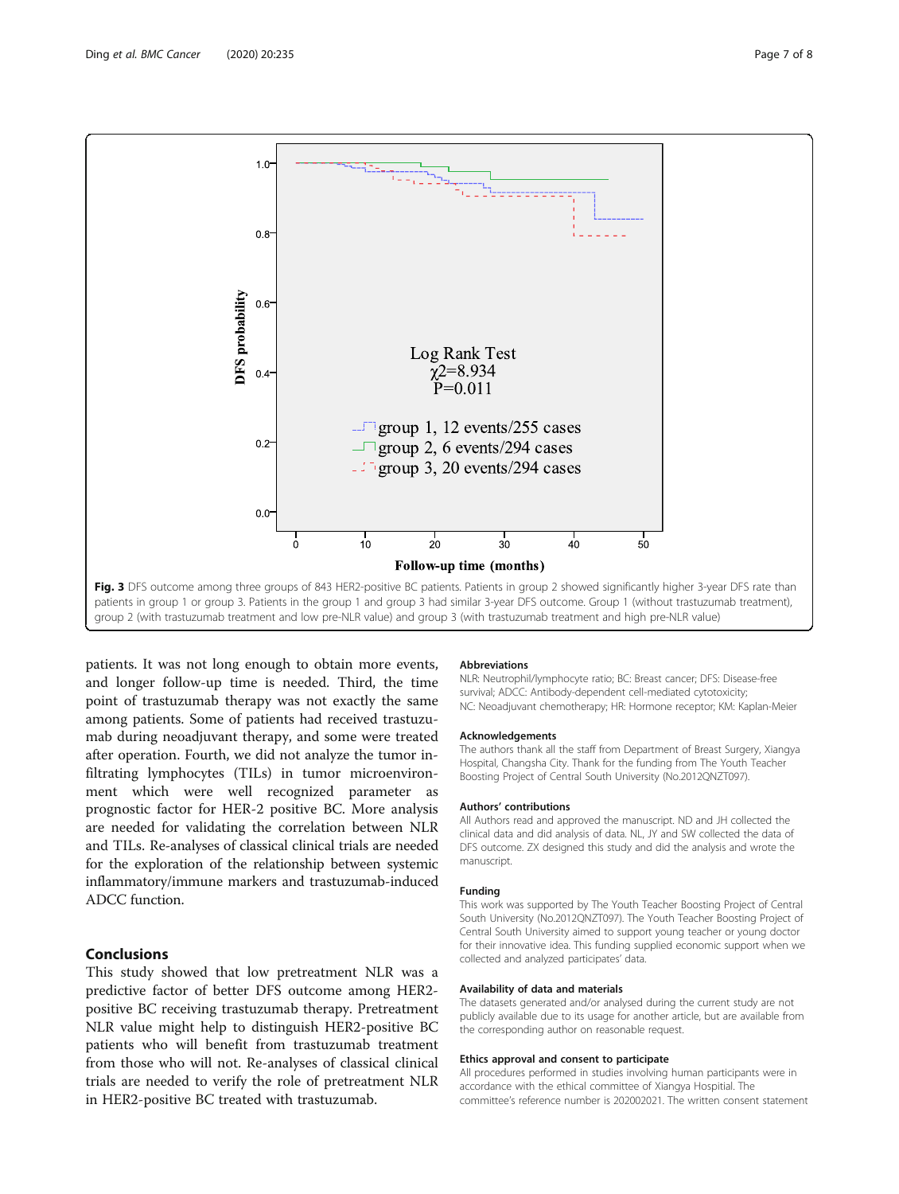DFS probability

1.0

0.8

0.6

0.4

0.2

0.0

0 10 20 30 40 50

Follow-up time (months)

Log Rank Test
$\chi2=8.934$
P=0.011

group 1, 12 events/255 cases
group 2, 6 events/294 cases
group 3, 20 events/294 cases

**Fig. 3** DFS outcome among three groups of 843 HER2-positive BC patients. Patients in group 2 showed significantly higher 3-year DFS rate than patients in group 1 or group 3. Patients in the group 1 and group 3 had similar 3-year DFS outcome. Group 1 (without trastuzumab treatment), group 2 (with trastuzumab treatment and low pre-NLR value) and group 3 (with trastuzumab treatment and high pre-NLR value)

patients. It was not long enough to obtain more events, and longer follow-up time is needed. Third, the time point of trastuzumab therapy was not exactly the same among patients. Some of patients had received trastuzumab during neoadjuvant therapy, and some were treated after operation. Fourth, we did not analyze the tumor infiltrating lymphocytes (TILs) in tumor microenvironment which were well recognized parameter as prognostic factor for HER-2 positive BC. More analysis are needed for validating the correlation between NLR and TILs. Re-analyses of classical clinical trials are needed for the exploration of the relationship between systemic inflammatory/immune markers and trastuzumab-induced ADCC function.

## Conclusions

This study showed that low pretreatment NLR was a predictive factor of better DFS outcome among HER2-positive BC receiving trastuzumab therapy. Pretreatment NLR value might help to distinguish HER2-positive BC patients who will benefit from trastuzumab treatment from those who will not. Re-analyses of classical clinical trials are needed to verify the role of pretreatment NLR in HER2-positive BC treated with trastuzumab.

### Abbreviations

NLR: Neutrophil/lymphocyte ratio; BC: Breast cancer; DFS: Disease-free survival; ADCC: Antibody-dependent cell-mediated cytotoxicity; NC: Neoadjuvant chemotherapy; HR: Hormone receptor; KM: Kaplan-Meier

### Acknowledgements

The authors thank all the staff from Department of Breast Surgery, Xiangya Hospital, Changsha City. Thank for the funding from The Youth Teacher Boosting Project of Central South University (No.2012QNZT097).

### Authors' contributions

All Authors read and approved the manuscript. ND and JH collected the clinical data and did analysis of data. NL, JY and SW collected the data of DFS outcome. ZX designed this study and did the analysis and wrote the manuscript.

### Funding

This work was supported by The Youth Teacher Boosting Project of Central South University (No.2012QNZT097). The Youth Teacher Boosting Project of Central South University aimed to support young teacher or young doctor for their innovative idea. This funding supplied economic support when we collected and analyzed participates' data.

### Availability of data and materials

The datasets generated and/or analysed during the current study are not publicly available due to its usage for another article, but are available from the corresponding author on reasonable request.

### Ethics approval and consent to participate

All procedures performed in studies involving human participants were in accordance with the ethical committee of Xiangya Hospital. The committee's reference number is 202002021. The written consent statement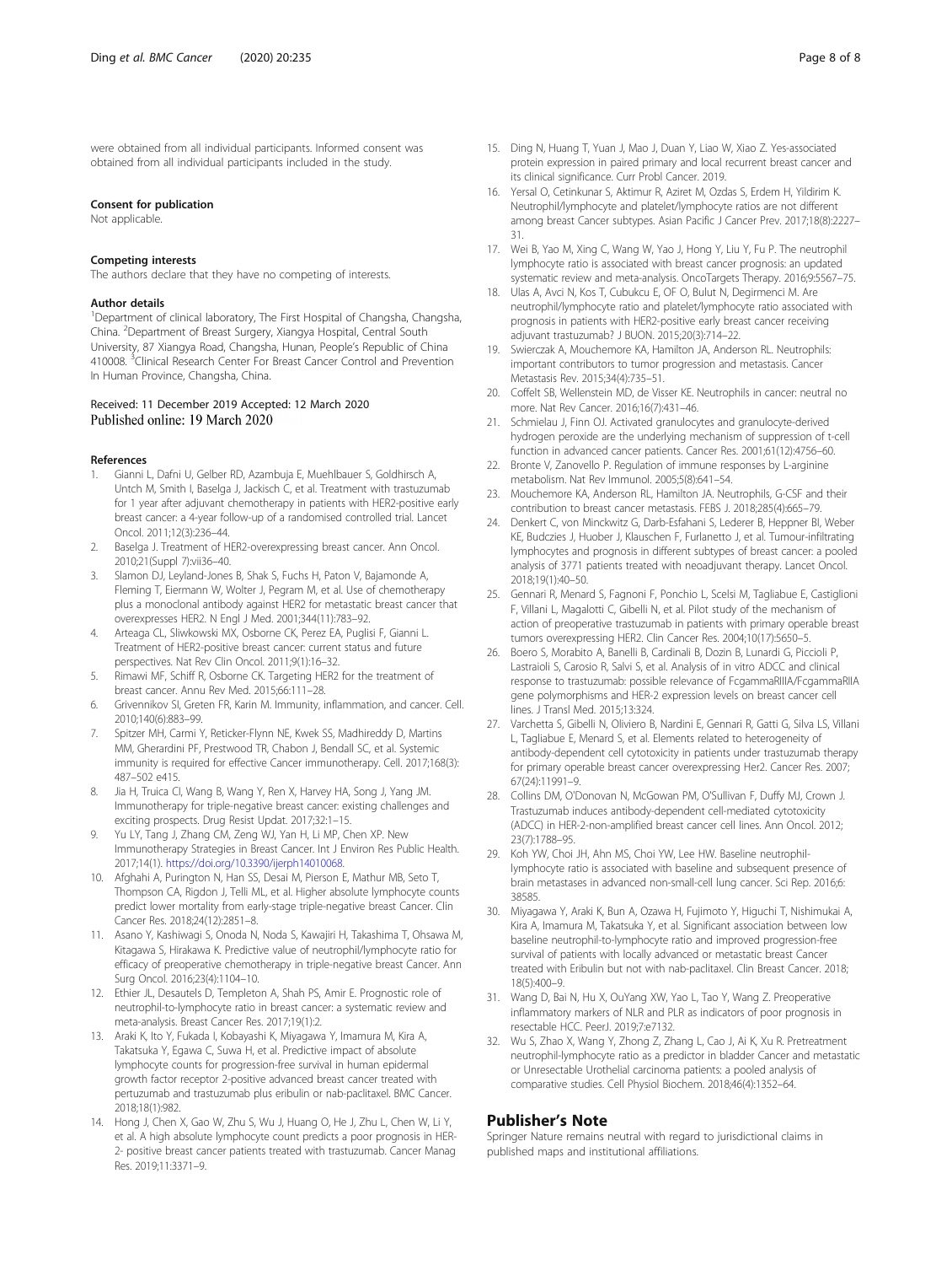were obtained from all individual participants. Informed consent was obtained from all individual participants included in the study.

### Consent for publication

Not applicable.

### Competing interests

The authors declare that they have no competing of interests.

### Author details

[1]Department of clinical laboratory, The First Hospital of Changsha, Changsha, China. [2]Department of Breast Surgery, Xiangya Hospital, Central South University, 87 Xiangya Road, Changsha, Hunan, People's Republic of China 410008. [3]Clinical Research Center For Breast Cancer Control and Prevention In Human Province, Changsha, China.

Received: 11 December 2019 Accepted: 12 March 2020
Published online: 19 March 2020

### References

1. Gianni L, Dafni U, Gelber RD, Azambuja E, Muehlbauer S, Goldhirsch A, Untch M, Smith I, Baselga J, Jackisch C, et al. Treatment with trastuzumab for 1 year after adjuvant chemotherapy in patients with HER2-positive early breast cancer: a 4-year follow-up of a randomised controlled trial. Lancet Oncol. 2011;12(3):236–44.
2. Baselga J. Treatment of HER2-overexpressing breast cancer. Ann Oncol. 2010;21(Suppl 7):vii36–40.
3. Slamon DJ, Leyland-Jones B, Shak S, Fuchs H, Paton V, Bajamonde A, Fleming T, Eiermann W, Wolter J, Pegram M, et al. Use of chemotherapy plus a monoclonal antibody against HER2 for metastatic breast cancer that overexpresses HER2. N Engl J Med. 2001;344(11):783–92.
4. Arteaga CL, Sliwkowski MX, Osborne CK, Perez EA, Puglisi F, Gianni L. Treatment of HER2-positive breast cancer: current status and future perspectives. Nat Rev Clin Oncol. 2011;9(1):16–32.
5. Rimawi MF, Schiff R, Osborne CK. Targeting HER2 for the treatment of breast cancer. Annu Rev Med. 2015;66:111–28.
6. Grivennikov SI, Greten FR, Karin M. Immunity, inflammation, and cancer. Cell. 2010;140(6):883–99.
7. Spitzer MH, Carmi Y, Reticker-Flynn NE, Kwek SS, Madhireddy D, Martins MM, Gherardini PF, Prestwood TR, Chabon J, Bendall SC, et al. Systemic immunity is required for effective Cancer immunotherapy. Cell. 2017;168(3): 487–502 e415.
8. Jia H, Truica CI, Wang B, Wang Y, Ren X, Harvey HA, Song J, Yang JM. Immunotherapy for triple-negative breast cancer: existing challenges and exciting prospects. Drug Resist Updat. 2017;32:1–15.
9. Yu LY, Tang J, Zhang CM, Zeng WJ, Yan H, Li MP, Chen XP. New Immunotherapy Strategies in Breast Cancer. Int J Environ Res Public Health. 2017;14(1). https://doi.org/10.3390/ijerph14010068.
10. Afghahi A, Purington N, Han SS, Desai M, Pierson E, Mathur MB, Seto T, Thompson CA, Rigdon J, Telli ML, et al. Higher absolute lymphocyte counts predict lower mortality from early-stage triple-negative breast Cancer. Clin Cancer Res. 2018;24(12):2851–8.
11. Asano Y, Kashiwagi S, Onoda N, Noda S, Kawajiri H, Takashima T, Ohsawa M, Kitagawa S, Hirakawa K. Predictive value of neutrophil/lymphocyte ratio for efficacy of preoperative chemotherapy in triple-negative breast Cancer. Ann Surg Oncol. 2016;23(4):1104–10.
12. Ethier JL, Desautels D, Templeton A, Shah PS, Amir E. Prognostic role of neutrophil-to-lymphocyte ratio in breast cancer: a systematic review and meta-analysis. Breast Cancer Res. 2017;19(1):2.
13. Araki K, Ito Y, Fukada I, Kobayashi K, Miyagawa Y, Imamura M, Kira A, Takatsuka Y, Egawa C, Suwa H, et al. Predictive impact of absolute lymphocyte counts for progression-free survival in human epidermal growth factor receptor 2-positive advanced breast cancer treated with pertuzumab and trastuzumab plus eribulin or nab-paclitaxel. BMC Cancer. 2018;18(1):982.
14. Hong J, Chen X, Gao W, Zhu S, Wu J, Huang O, He J, Zhu L, Chen W, Li Y, et al. A high absolute lymphocyte count predicts a poor prognosis in HER-2- positive breast cancer patients treated with trastuzumab. Cancer Manag Res. 2019;11:3371–9.
15. Ding N, Huang T, Yuan J, Mao J, Duan Y, Liao W, Xiao Z. Yes-associated protein expression in paired primary and local recurrent breast cancer and its clinical significance. Curr Probl Cancer. 2019.
16. Yersal O, Cetinkunar S, Aktimur R, Aziret M, Ozdas S, Erdem H, Yildirim K. Neutrophil/lymphocyte and platelet/lymphocyte ratios are not different among breast Cancer subtypes. Asian Pacific J Cancer Prev. 2017;18(8):2227–31.
17. Wei B, Yao M, Xing C, Wang W, Yao J, Hong Y, Liu Y, Fu P. The neutrophil lymphocyte ratio is associated with breast cancer prognosis: an updated systematic review and meta-analysis. OncoTargets Therapy. 2016;9:5567–75.
18. Ulas A, Avci N, Kos T, Cubukcu E, OF O, Bulut N, Degirmenci M. Are neutrophil/lymphocyte ratio and platelet/lymphocyte ratio associated with prognosis in patients with HER2-positive early breast cancer receiving adjuvant trastuzumab? J BUON. 2015;20(3):714–22.
19. Swierczak A, Mouchemore KA, Hamilton JA, Anderson RL. Neutrophils: important contributors to tumor progression and metastasis. Cancer Metastasis Rev. 2015;34(4):735–51.
20. Coffelt SB, Wellenstein MD, de Visser KE. Neutrophils in cancer: neutral no more. Nat Rev Cancer. 2016;16(7):431–46.
21. Schmielau J, Finn OJ. Activated granulocytes and granulocyte-derived hydrogen peroxide are the underlying mechanism of suppression of t-cell function in advanced cancer patients. Cancer Res. 2001;61(12):4756–60.
22. Bronte V, Zanovello P. Regulation of immune responses by L-arginine metabolism. Nat Rev Immunol. 2005;5(8):641–54.
23. Mouchemore KA, Anderson RL, Hamilton JA. Neutrophils, G-CSF and their contribution to breast cancer metastasis. FEBS J. 2018;285(4):665–79.
24. Denkert C, von Minckwitz G, Darb-Esfahani S, Lederer B, Heppner BI, Weber KE, Budczies J, Huober J, Klauschen F, Furlanetto J, et al. Tumour-infiltrating lymphocytes and prognosis in different subtypes of breast cancer: a pooled analysis of 3771 patients treated with neoadjuvant therapy. Lancet Oncol. 2018;19(1):40–50.
25. Gennari R, Menard S, Fagnoni F, Ponchio L, Scelsi M, Tagliabue E, Castiglioni F, Villani L, Magalotti C, Gibelli N, et al. Pilot study of the mechanism of action of preoperative trastuzumab in patients with primary operable breast tumors overexpressing HER2. Clin Cancer Res. 2004;10(17):5650–5.
26. Boero S, Morabito A, Banelli B, Cardinali B, Dozin B, Lunardi G, Piccioli P, Lastraioli S, Carosio R, Salvi S, et al. Analysis of in vitro ADCC and clinical response to trastuzumab: possible relevance of FcgammaRIIIA/FcgammaRIIA gene polymorphisms and HER-2 expression levels on breast cancer cell lines. J Transl Med. 2015;13:324.
27. Varchetta S, Gibelli N, Oliviero B, Nardini E, Gennari R, Gatti G, Silva LS, Villani L, Tagliabue E, Menard S, et al. Elements related to heterogeneity of antibody-dependent cell cytotoxicity in patients under trastuzumab therapy for primary operable breast cancer overexpressing Her2. Cancer Res. 2007; 67(24):11991–9.
28. Collins DM, O'Donovan N, McGowan PM, O'Sullivan F, Duffy MJ, Crown J. Trastuzumab induces antibody-dependent cell-mediated cytotoxicity (ADCC) in HER-2-non-amplified breast cancer cell lines. Ann Oncol. 2012; 23(7):1788–95.
29. Koh YW, Choi JH, Ahn MS, Choi YW, Lee HW. Baseline neutrophil-lymphocyte ratio is associated with baseline and subsequent presence of brain metastases in advanced non-small-cell lung cancer. Sci Rep. 2016;6: 38585.
30. Miyagawa Y, Araki K, Bun A, Ozawa H, Fujimoto Y, Higuchi T, Nishimukai A, Kira A, Imamura M, Takatsuka Y, et al. Significant association between low baseline neutrophil-to-lymphocyte ratio and improved progression-free survival of patients with locally advanced or metastatic breast Cancer treated with Eribulin but not with nab-paclitaxel. Clin Breast Cancer. 2018; 18(5):400–9.
31. Wang D, Bai N, Hu X, OuYang XW, Yao L, Tao Y, Wang Z. Preoperative inflammatory markers of NLR and PLR as indicators of poor prognosis in resectable HCC. PeerJ. 2019;7:e7132.
32. Wu S, Zhao X, Wang Y, Zhong Z, Zhang L, Cao J, Ai K, Xu R. Pretreatment neutrophil-lymphocyte ratio as a predictor in bladder Cancer and metastatic or Unresectable Urothelial carcinoma patients: a pooled analysis of comparative studies. Cell Physiol Biochem. 2018;46(4):1352–64.

## Publisher's Note

Springer Nature remains neutral with regard to jurisdictional claims in published maps and institutional affiliations.